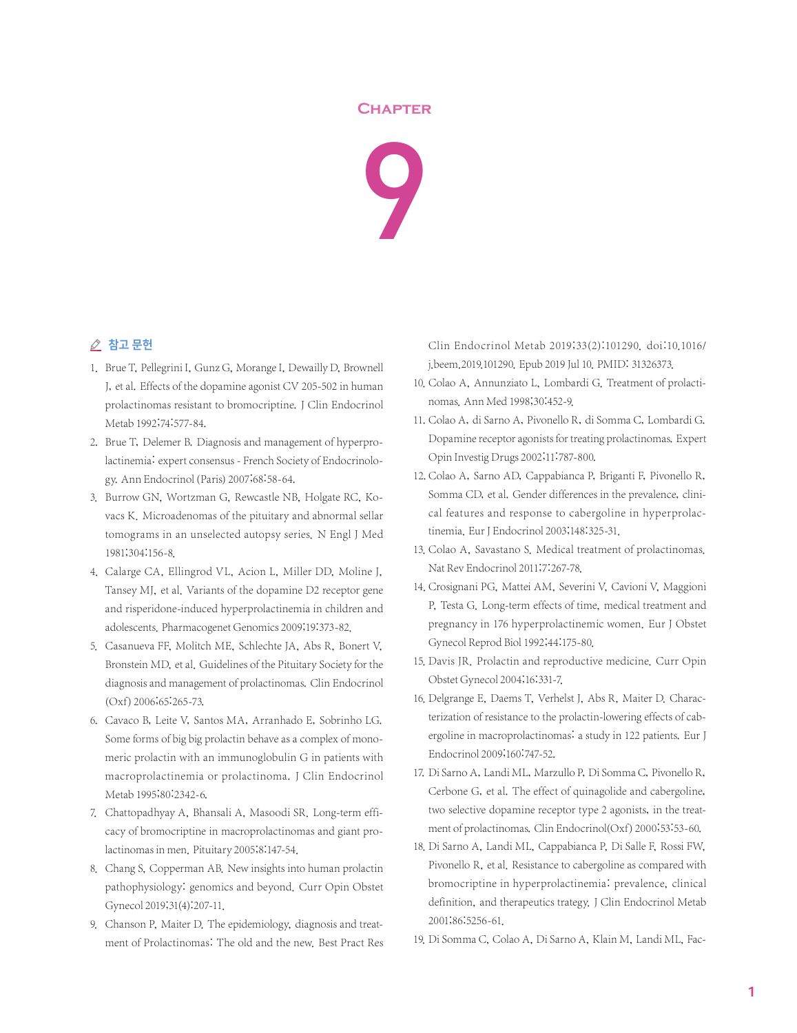# Chapter 9

## 참고 문헌

1. Brue T, Pellegrini I, Gunz G, Morange I, Dewailly D, Brownell J, et al. Effects of the dopamine agonist CV 205-502 in human prolactinomas resistant to bromocriptine. J Clin Endocrinol Metab 1992;74:577-84.
2. Brue T, Delemer B. Diagnosis and management of hyperprolactinemia: expert consensus - French Society of Endocrinology. Ann Endocrinol (Paris) 2007;68:58-64.
3. Burrow GN, Wortzman G, Rewcastle NB, Holgate RC, Kovacs K. Microadenomas of the pituitary and abnormal sellar tomograms in an unselected autopsy series. N Engl J Med 1981;304:156-8.
4. Calarge CA, Ellingrod VL, Acion L, Miller DD, Moline J, Tansey MJ, et al. Variants of the dopamine D2 receptor gene and risperidone-induced hyperprolactinemia in children and adolescents. Pharmacogenet Genomics 2009;19:373-82.
5. Casanueva FF, Molitch ME, Schlechte JA, Abs R, Bonert V, Bronstein MD, et al. Guidelines of the Pituitary Society for the diagnosis and management of prolactinomas. Clin Endocrinol (Oxf) 2006;65:265-73.
6. Cavaco B, Leite V, Santos MA, Arranhado E, Sobrinho LG. Some forms of big big prolactin behave as a complex of monomeric prolactin with an immunoglobulin G in patients with macroprolactinemia or prolactinoma. J Clin Endocrinol Metab 1995;80:2342-6.
7. Chattopadhyay A, Bhansali A, Masoodi SR. Long-term efficacy of bromocriptine in macroprolactinomas and giant prolactinomas in men. Pituitary 2005;8:147-54.
8. Chang S, Copperman AB. New insights into human prolactin pathophysiology: genomics and beyond. Curr Opin Obstet Gynecol 2019;31(4):207-11.
9. Chanson P, Maiter D. The epidemiology, diagnosis and treatment of Prolactinomas: The old and the new. Best Pract Res Clin Endocrinol Metab 2019;33(2):101290. doi:10.1016/j.beem.2019.101290. Epub 2019 Jul 10. PMID: 31326373.
10. Colao A, Annunziato L, Lombardi G. Treatment of prolactinomas. Ann Med 1998;30:452-9.
11. Colao A, di Sarno A, Pivonello R, di Somma C, Lombardi G. Dopamine receptor agonists for treating prolactinomas. Expert Opin Investig Drugs 2002;11:787-800.
12. Colao A, Sarno AD, Cappabianca P, Briganti F, Pivonello R, Somma CD, et al. Gender differences in the prevalence, clinical features and response to cabergoline in hyperprolactinemia. Eur J Endocrinol 2003;148:325-31.
13. Colao A, Savastano S. Medical treatment of prolactinomas. Nat Rev Endocrinol 2011;7:267-78.
14. Crosignani PG, Mattei AM, Severini V, Cavioni V, Maggioni P, Testa G. Long-term effects of time, medical treatment and pregnancy in 176 hyperprolactinemic women. Eur J Obstet Gynecol Reprod Biol 1992;44:175-80.
15. Davis JR. Prolactin and reproductive medicine. Curr Opin Obstet Gynecol 2004;16:331-7.
16. Delgrange E, Daems T, Verhelst J, Abs R, Maiter D. Characterization of resistance to the prolactin-lowering effects of cabergoline in macroprolactinomas: a study in 122 patients. Eur J Endocrinol 2009;160:747-52.
17. Di Sarno A, Landi ML, Marzullo P, Di Somma C, Pivonello R, Cerbone G, et al. The effect of quinagolide and cabergoline, two selective dopamine receptor type 2 agonists, in the treatment of prolactinomas. Clin Endocrinol(Oxf) 2000;53:53-60.
18. Di Sarno A, Landi ML, Cappabianca P, Di Salle F, Rossi FW, Pivonello R, et al. Resistance to cabergoline as compared with bromocriptine in hyperprolactinemia: prevalence, clinical definition, and therapeutics trategy. J Clin Endocrinol Metab 2001;86:5256-61.
19. Di Somma C, Colao A, Di Sarno A, Klain M, Landi ML, Fac-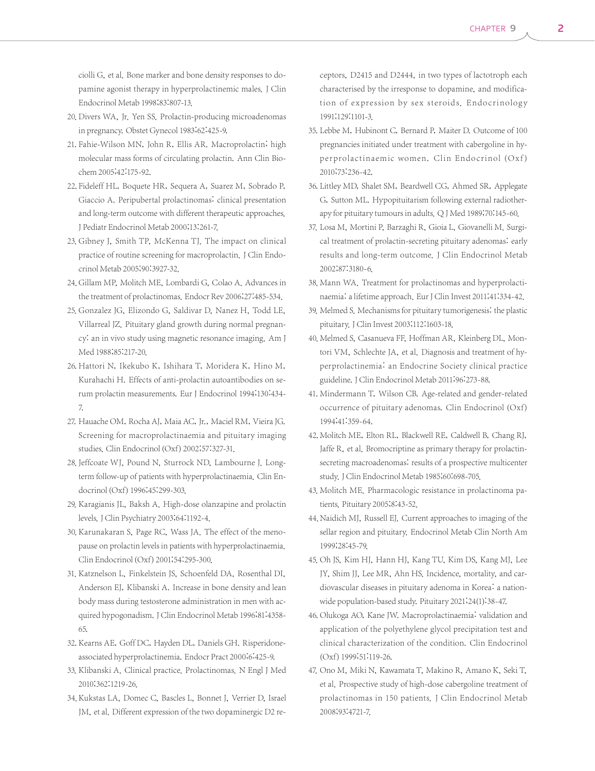ciolli G, et al. Bone marker and bone density responses to dopamine agonist therapy in hyperprolactinemic males. J Clin Endocrinol Metab 1998;83:807-13.

20. Divers WA, Jr. Yen SS. Prolactin-producing microadenomas in pregnancy. Obstet Gynecol 1983;62:425-9.
21. Fahie-Wilson MN, John R, Ellis AR. Macroprolactin; high molecular mass forms of circulating prolactin. Ann Clin Biochem 2005;42:175-92.
22. Fideleff HL, Boquete HR, Sequera A, Suarez M, Sobrado P, Giaccio A. Peripubertal prolactinomas: clinical presentation and long-term outcome with different therapeutic approaches. J Pediatr Endocrinol Metab 2000;13:261-7.
23. Gibney J, Smith TP, McKenna TJ. The impact on clinical practice of routine screening for macroprolactin. J Clin Endocrinol Metab 2005;90:3927-32.
24. Gillam MP, Molitch ME, Lombardi G, Colao A. Advances in the treatment of prolactinomas. Endocr Rev 2006;27:485-534.
25. Gonzalez JG, Elizondo G, Saldivar D, Nanez H, Todd LE, Villarreal JZ. Pituitary gland growth during normal pregnancy: an in vivo study using magnetic resonance imaging. Am J Med 1988;85:217-20.
26. Hattori N, Ikekubo K, Ishihara T, Moridera K, Hino M, Kurahachi H. Effects of anti-prolactin autoantibodies on serum prolactin measurements. Eur J Endocrinol 1994;130:434-7.
27. Hauache OM, Rocha AJ, Maia AC, Jr., Maciel RM, Vieira JG. Screening for macroprolactinaemia and pituitary imaging studies. Clin Endocrinol (Oxf) 2002;57:327-31.
28. Jeffcoate WJ, Pound N, Sturrock ND, Lambourne J. Long-term follow-up of patients with hyperprolactinaemia. Clin Endocrinol (Oxf) 1996;45:299-303.
29. Karagianis JL, Baksh A. High-dose olanzapine and prolactin levels. J Clin Psychiatry 2003;64:1192-4.
30. Karunakaran S, Page RC, Wass JA. The effect of the menopause on prolactin levels in patients with hyperprolactinaemia. Clin Endocrinol (Oxf) 2001;54:295-300.
31. Katznelson L, Finkelstein JS, Schoenfeld DA, Rosenthal DI, Anderson EJ, Klibanski A. Increase in bone density and lean body mass during testosterone administration in men with acquired hypogonadism. J Clin Endocrinol Metab 1996;81:4358-65.
32. Kearns AE, Goff DC, Hayden DL, Daniels GH. Risperidone-associated hyperprolactinemia. Endocr Pract 2000;6:425-9.
33. Klibanski A. Clinical practice. Prolactinomas. N Engl J Med 2010;362:1219-26.
34. Kukstas LA, Domec C, Bascles L, Bonnet J, Verrier D, Israel JM, et al. Different expression of the two dopaminergic D2 receptors, D2415 and D2444, in two types of lactotroph each characterised by the irresponse to dopamine, and modification of expression by sex steroids. Endocrinology 1991;129:1101-3.
35. Lebbe M, Hubinont C, Bernard P, Maiter D. Outcome of 100 pregnancies initiated under treatment with cabergoline in hyperprolactinaemic women. Clin Endocrinol (Oxf) 2010;73:236-42.
36. Littley MD, Shalet SM, Beardwell CG, Ahmed SR, Applegate G, Sutton ML. Hypopituitarism following external radiotherapy for pituitary tumours in adults. Q J Med 1989;70:145-60.
37. Losa M, Mortini P, Barzaghi R, Gioia L, Giovanelli M. Surgical treatment of prolactin-secreting pituitary adenomas: early results and long-term outcome. J Clin Endocrinol Metab 2002;87:3180-6.
38. Mann WA. Treatment for prolactinomas and hyperprolactinaemia: a lifetime approach. Eur J Clin Invest 2011;41:334-42.
39. Melmed S. Mechanisms for pituitary tumorigenesis: the plastic pituitary. J Clin Invest 2003;112:1603-18.
40. Melmed S, Casanueva FF, Hoffman AR, Kleinberg DL, Montori VM, Schlechte JA, et al. Diagnosis and treatment of hyperprolactinemia: an Endocrine Society clinical practice guideline. J Clin Endocrinol Metab 2011;96:273-88.
41. Mindermann T, Wilson CB. Age-related and gender-related occurrence of pituitary adenomas. Clin Endocrinol (Oxf) 1994;41:359-64.
42. Molitch ME, Elton RL, Blackwell RE, Caldwell B, Chang RJ, Jaffe R, et al. Bromocriptine as primary therapy for prolactin-secreting macroadenomas: results of a prospective multicenter study. J Clin Endocrinol Metab 1985;60:698-705.
43. Molitch ME. Pharmacologic resistance in prolactinoma patients. Pituitary 2005;8:43-52.
44. Naidich MJ, Russell EJ. Current approaches to imaging of the sellar region and pituitary. Endocrinol Metab Clin North Am 1999;28:45-79.
45. Oh JS, Kim HJ, Hann HJ, Kang TU, Kim DS, Kang MJ, Lee JY, Shim JJ, Lee MR, Ahn HS. Incidence, mortality, and cardiovascular diseases in pituitary adenoma in Korea: a nationwide population-based study. Pituitary 2021;24(1):38-47.
46. Olukoga AO, Kane JW. Macroprolactinaemia: validation and application of the polyethylene glycol precipitation test and clinical characterization of the condition. Clin Endocrinol (Oxf) 1999;51:119-26.
47. Ono M, Miki N, Kawamata T, Makino R, Amano K, Seki T, et al. Prospective study of high-dose cabergoline treatment of prolactinomas in 150 patients. J Clin Endocrinol Metab 2008;93:4721-7.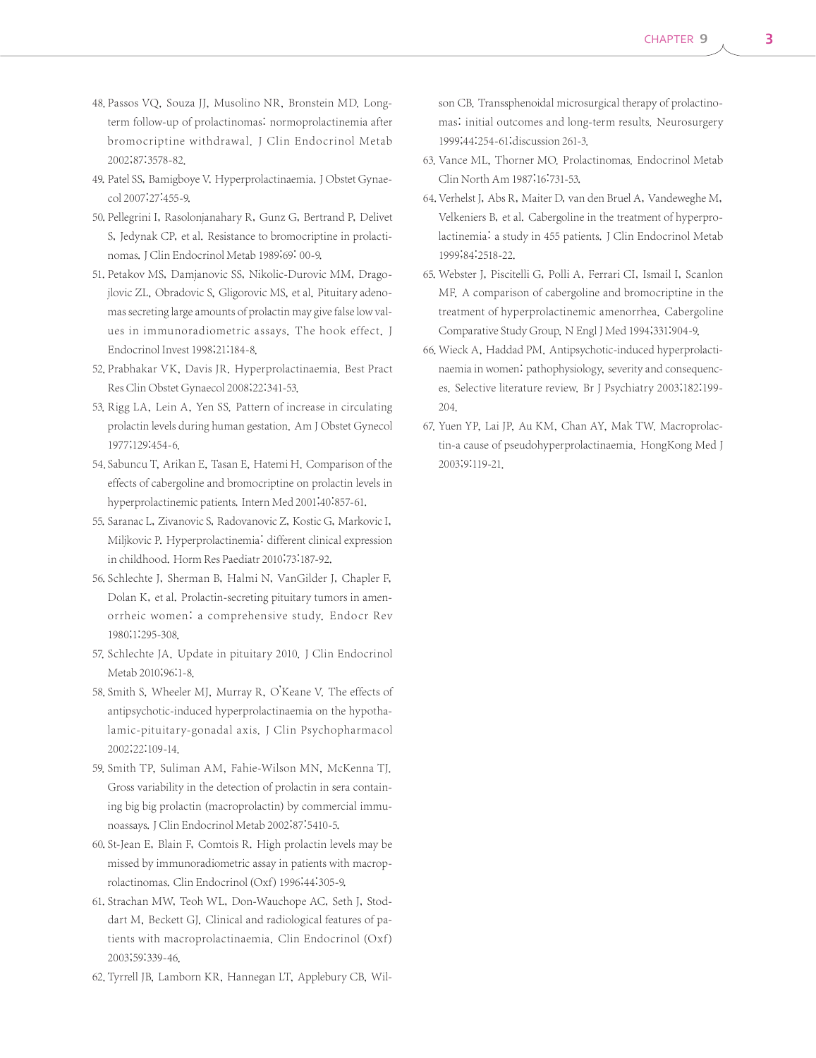48. Passos VQ, Souza JJ, Musolino NR, Bronstein MD. Long-term follow-up of prolactinomas: normoprolactinemia after bromocriptine withdrawal. J Clin Endocrinol Metab 2002;87:3578-82.
49. Patel SS, Bamigboye V. Hyperprolactinaemia. J Obstet Gynaecol 2007;27:455-9.
50. Pellegrini I, Rasolonjanahary R, Gunz G, Bertrand P, Delivet S, Jedynak CP, et al. Resistance to bromocriptine in prolactinomas. J Clin Endocrinol Metab 1989;69: 00-9.
51. Petakov MS, Damjanovic SS, Nikolic-Durovic MM, Dragojlovic ZL, Obradovic S, Gligorovic MS, et al. Pituitary adenomas secreting large amounts of prolactin may give false low values in immunoradiometric assays. The hook effect. J Endocrinol Invest 1998;21:184-8.
52. Prabhakar VK, Davis JR. Hyperprolactinaemia. Best Pract Res Clin Obstet Gynaecol 2008;22:341-53.
53. Rigg LA, Lein A, Yen SS. Pattern of increase in circulating prolactin levels during human gestation. Am J Obstet Gynecol 1977;129:454-6.
54. Sabuncu T, Arikan E, Tasan E, Hatemi H. Comparison of the effects of cabergoline and bromocriptine on prolactin levels in hyperprolactinemic patients. Intern Med 2001;40:857-61.
55. Saranac L, Zivanovic S, Radovanovic Z, Kostic G, Markovic I, Miljkovic P. Hyperprolactinemia: different clinical expression in childhood. Horm Res Paediatr 2010;73:187-92.
56. Schlechte J, Sherman B, Halmi N, VanGilder J, Chapler F, Dolan K, et al. Prolactin-secreting pituitary tumors in amenorrheic women: a comprehensive study. Endocr Rev 1980;1:295-308.
57. Schlechte JA. Update in pituitary 2010. J Clin Endocrinol Metab 2010;96:1-8.
58. Smith S, Wheeler MJ, Murray R, O'Keane V. The effects of antipsychotic-induced hyperprolactinaemia on the hypothalamic-pituitary-gonadal axis. J Clin Psychopharmacol 2002;22:109-14.
59. Smith TP, Suliman AM, Fahie-Wilson MN, McKenna TJ. Gross variability in the detection of prolactin in sera containing big big prolactin (macroprolactin) by commercial immunoassays. J Clin Endocrinol Metab 2002;87:5410-5.
60. St-Jean E, Blain F, Comtois R. High prolactin levels may be missed by immunoradiometric assay in patients with macroprolactinomas. Clin Endocrinol (Oxf) 1996;44:305-9.
61. Strachan MW, Teoh WL, Don-Wauchope AC, Seth J, Stoddart M, Beckett GJ. Clinical and radiological features of patients with macroprolactinaemia. Clin Endocrinol (Oxf) 2003;59:339-46.
62. Tyrrell JB, Lamborn KR, Hannegan LT, Applebury CB, Wilson CB. Transsphenoidal microsurgical therapy of prolactinomas: initial outcomes and long-term results. Neurosurgery 1999;44:254-61;discussion 261-3.
63. Vance ML, Thorner MO. Prolactinomas. Endocrinol Metab Clin North Am 1987;16:731-53.
64. Verhelst J, Abs R, Maiter D, van den Bruel A, Vandeweghe M, Velkeniers B, et al. Cabergoline in the treatment of hyperprolactinemia: a study in 455 patients. J Clin Endocrinol Metab 1999;84:2518-22.
65. Webster J, Piscitelli G, Polli A, Ferrari CI, Ismail I, Scanlon MF. A comparison of cabergoline and bromocriptine in the treatment of hyperprolactinemic amenorrhea. Cabergoline Comparative Study Group. N Engl J Med 1994;331:904-9.
66. Wieck A, Haddad PM. Antipsychotic-induced hyperprolactinaemia in women: pathophysiology, severity and consequences. Selective literature review. Br J Psychiatry 2003;182:199-204.
67. Yuen YP, Lai JP, Au KM, Chan AY, Mak TW. Macroprolactin-a cause of pseudohyperprolactinaemia. HongKong Med J 2003;9:119-21.